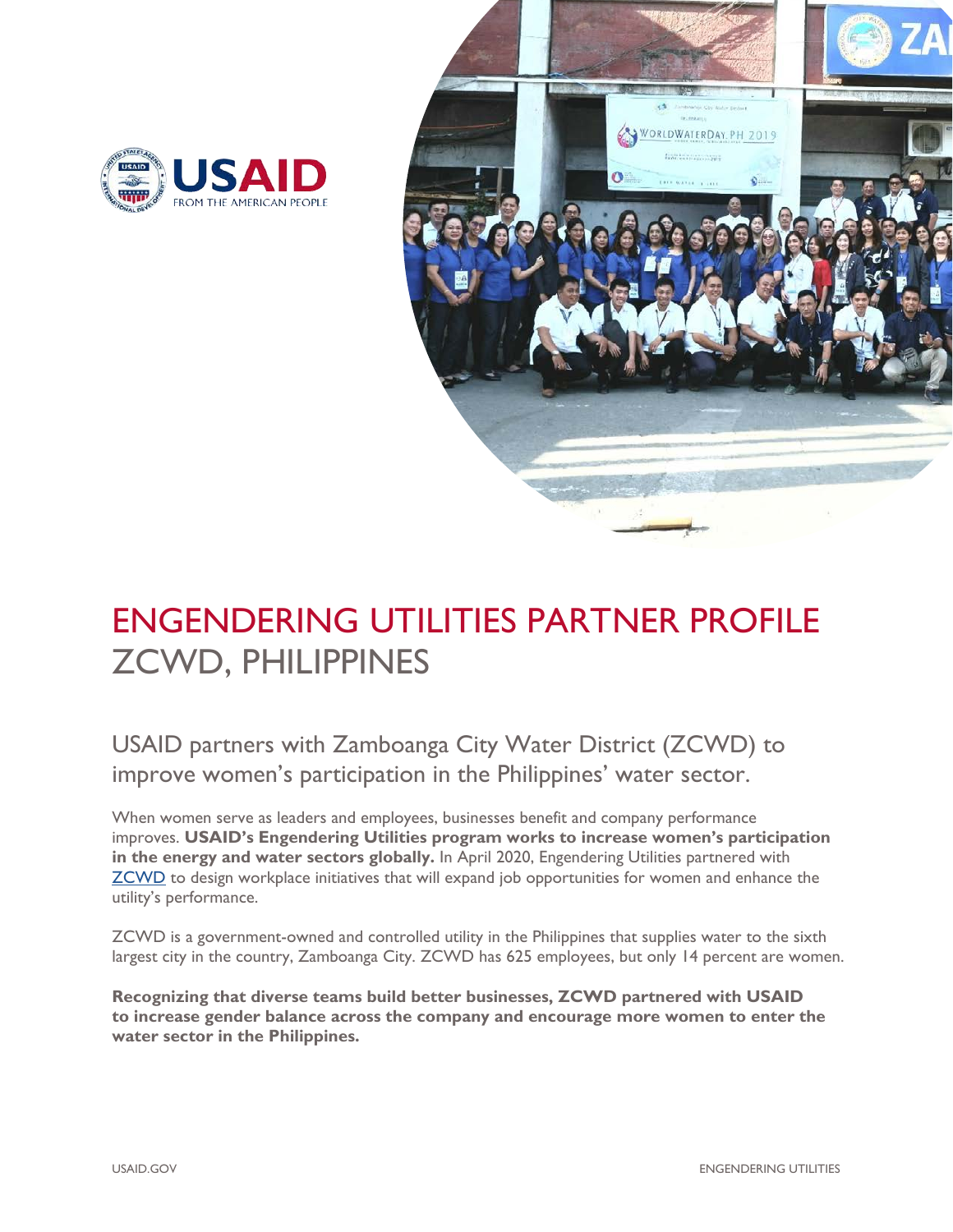# ENGENDERING UTILITIES PARTNER PROFILE
## ZCWD, PHILIPPINES

### USAID partners with Zamboanga City Water District (ZCWD) to improve women's participation in the Philippines' water sector.

When women serve as leaders and employees, businesses benefit and company performance improves. **USAID's Engendering Utilities program works to increase women's participation in the energy and water sectors globally.** In April 2020, Engendering Utilities partnered with ZCWD to design workplace initiatives that will expand job opportunities for women and enhance the utility's performance.

ZCWD is a government-owned and controlled utility in the Philippines that supplies water to the sixth largest city in the country, Zamboanga City. ZCWD has 625 employees, but only 14 percent are women.

**Recognizing that diverse teams build better businesses, ZCWD partnered with USAID to increase gender balance across the company and encourage more women to enter the water sector in the Philippines.**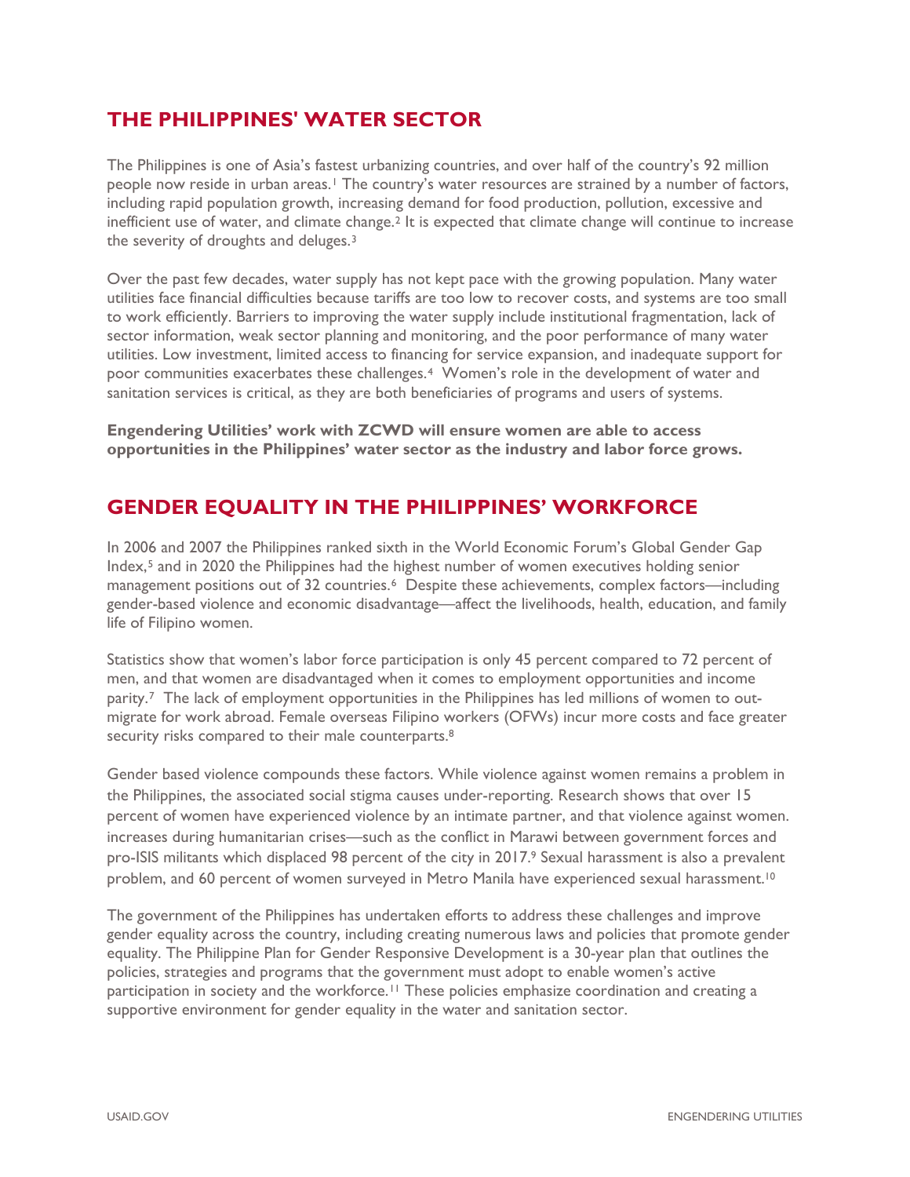## THE PHILIPPINES' WATER SECTOR

The Philippines is one of Asia's fastest urbanizing countries, and over half of the country's 92 million people now reside in urban areas.[1] The country's water resources are strained by a number of factors, including rapid population growth, increasing demand for food production, pollution, excessive and inefficient use of water, and climate change.[2] It is expected that climate change will continue to increase the severity of droughts and deluges.[3]

Over the past few decades, water supply has not kept pace with the growing population. Many water utilities face financial difficulties because tariffs are too low to recover costs, and systems are too small to work efficiently. Barriers to improving the water supply include institutional fragmentation, lack of sector information, weak sector planning and monitoring, and the poor performance of many water utilities. Low investment, limited access to financing for service expansion, and inadequate support for poor communities exacerbates these challenges.[4] Women's role in the development of water and sanitation services is critical, as they are both beneficiaries of programs and users of systems.

**Engendering Utilities' work with ZCWD will ensure women are able to access opportunities in the Philippines' water sector as the industry and labor force grows.**

## GENDER EQUALITY IN THE PHILIPPINES' WORKFORCE

In 2006 and 2007 the Philippines ranked sixth in the World Economic Forum's Global Gender Gap Index,[5] and in 2020 the Philippines had the highest number of women executives holding senior management positions out of 32 countries.[6] Despite these achievements, complex factors—including gender-based violence and economic disadvantage—affect the livelihoods, health, education, and family life of Filipino women.

Statistics show that women's labor force participation is only 45 percent compared to 72 percent of men, and that women are disadvantaged when it comes to employment opportunities and income parity.[7] The lack of employment opportunities in the Philippines has led millions of women to out-migrate for work abroad. Female overseas Filipino workers (OFWs) incur more costs and face greater security risks compared to their male counterparts.[8]

Gender based violence compounds these factors. While violence against women remains a problem in the Philippines, the associated social stigma causes under-reporting. Research shows that over 15 percent of women have experienced violence by an intimate partner, and that violence against women. increases during humanitarian crises—such as the conflict in Marawi between government forces and pro-ISIS militants which displaced 98 percent of the city in 2017.[9] Sexual harassment is also a prevalent problem, and 60 percent of women surveyed in Metro Manila have experienced sexual harassment.[10]

The government of the Philippines has undertaken efforts to address these challenges and improve gender equality across the country, including creating numerous laws and policies that promote gender equality. The Philippine Plan for Gender Responsive Development is a 30-year plan that outlines the policies, strategies and programs that the government must adopt to enable women's active participation in society and the workforce.[11] These policies emphasize coordination and creating a supportive environment for gender equality in the water and sanitation sector.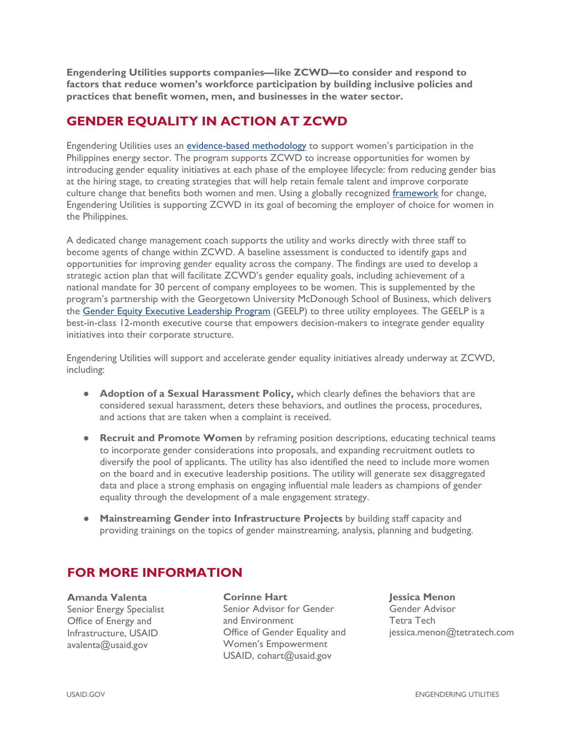**Engendering Utilities supports companies—like ZCWD—to consider and respond to factors that reduce women's workforce participation by building inclusive policies and practices that benefit women, men, and businesses in the water sector.**

## GENDER EQUALITY IN ACTION AT ZCWD

Engendering Utilities uses an [evidence-based methodology] to support women's participation in the Philippines energy sector. The program supports ZCWD to increase opportunities for women by introducing gender equality initiatives at each phase of the employee lifecycle: from reducing gender bias at the hiring stage, to creating strategies that will help retain female talent and improve corporate culture change that benefits both women and men. Using a globally recognized [framework] for change, Engendering Utilities is supporting ZCWD in its goal of becoming the employer of choice for women in the Philippines.

A dedicated change management coach supports the utility and works directly with three staff to become agents of change within ZCWD. A baseline assessment is conducted to identify gaps and opportunities for improving gender equality across the company. The findings are used to develop a strategic action plan that will facilitate ZCWD's gender equality goals, including achievement of a national mandate for 30 percent of company employees to be women. This is supplemented by the program's partnership with the Georgetown University McDonough School of Business, which delivers the [Gender Equity Executive Leadership Program] (GEELP) to three utility employees. The GEELP is a best-in-class 12-month executive course that empowers decision-makers to integrate gender equality initiatives into their corporate structure.

Engendering Utilities will support and accelerate gender equality initiatives already underway at ZCWD, including:

- **Adoption of a Sexual Harassment Policy,** which clearly defines the behaviors that are considered sexual harassment, deters these behaviors, and outlines the process, procedures, and actions that are taken when a complaint is received.
- **Recruit and Promote Women** by reframing position descriptions, educating technical teams to incorporate gender considerations into proposals, and expanding recruitment outlets to diversify the pool of applicants. The utility has also identified the need to include more women on the board and in executive leadership positions. The utility will generate sex disaggregated data and place a strong emphasis on engaging influential male leaders as champions of gender equality through the development of a male engagement strategy.
- **Mainstreaming Gender into Infrastructure Projects** by building staff capacity and providing trainings on the topics of gender mainstreaming, analysis, planning and budgeting.

## FOR MORE INFORMATION

**Amanda Valenta**
Senior Energy Specialist
Office of Energy and Infrastructure, USAID
avalenta@usaid.gov

**Corinne Hart**
Senior Advisor for Gender and Environment
Office of Gender Equality and Women's Empowerment
USAID, cohart@usaid.gov

**Jessica Menon**
Gender Advisor
Tetra Tech
jessica.menon@tetratech.com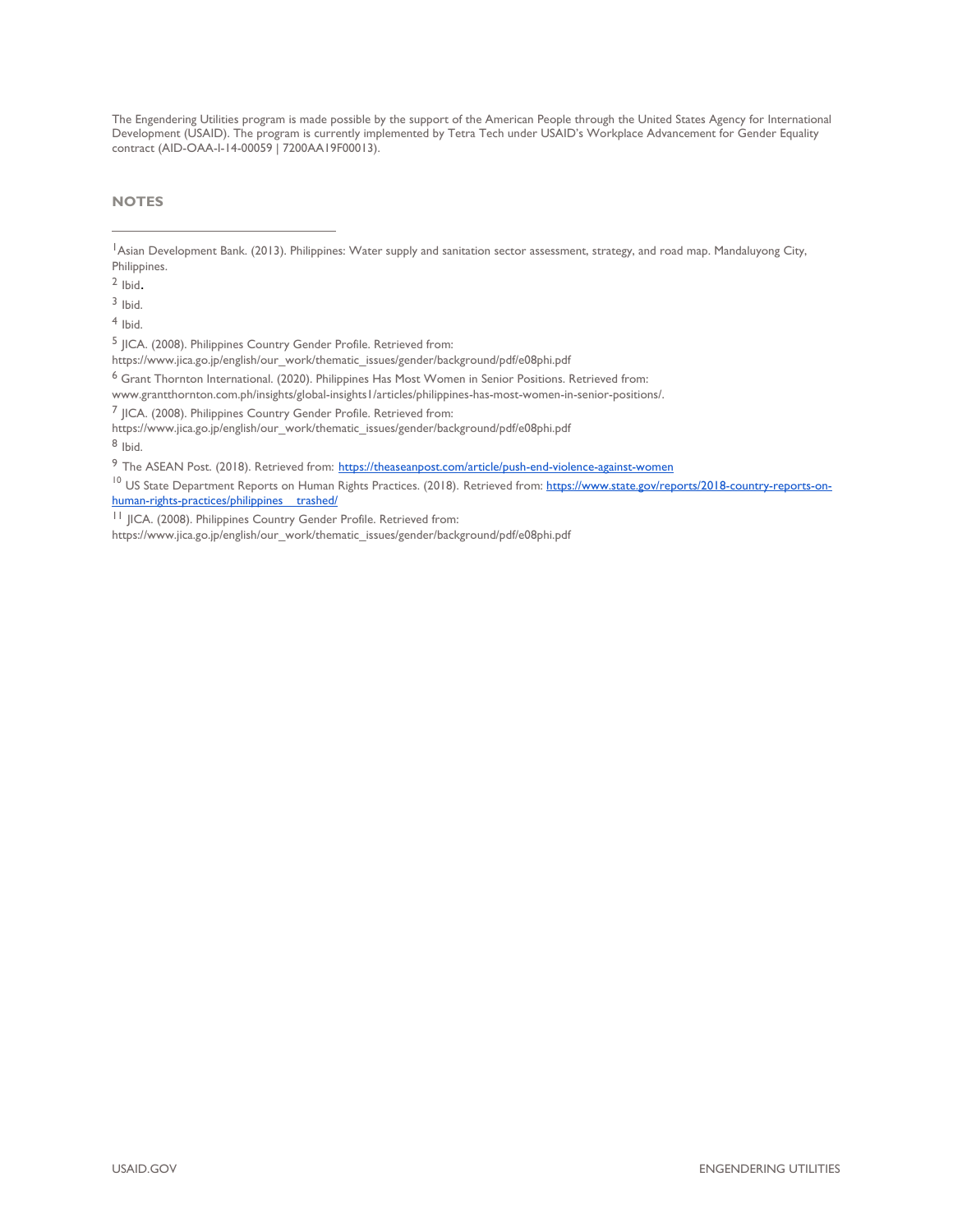The Engendering Utilities program is made possible by the support of the American People through the United States Agency for International Development (USAID). The program is currently implemented by Tetra Tech under USAID's Workplace Advancement for Gender Equality contract (AID-OAA-I-14-00059 | 7200AA19F00013).

## NOTES

[1] Asian Development Bank. (2013). Philippines: Water supply and sanitation sector assessment, strategy, and road map. Mandaluyong City, Philippines.

[2] Ibid.

[3] Ibid.

[4] Ibid.

[5] JICA. (2008). Philippines Country Gender Profile. Retrieved from: https://www.jica.go.jp/english/our_work/thematic_issues/gender/background/pdf/e08phi.pdf

[6] Grant Thornton International. (2020). Philippines Has Most Women in Senior Positions. Retrieved from: www.grantthornton.com.ph/insights/global-insights1/articles/philippines-has-most-women-in-senior-positions/.

[7] JICA. (2008). Philippines Country Gender Profile. Retrieved from: https://www.jica.go.jp/english/our_work/thematic_issues/gender/background/pdf/e08phi.pdf

[8] Ibid.

[9] The ASEAN Post. (2018). Retrieved from: https://theaseanpost.com/article/push-end-violence-against-women

[10] US State Department Reports on Human Rights Practices. (2018). Retrieved from: https://www.state.gov/reports/2018-country-reports-on-human-rights-practices/philippines trashed/

[11] JICA. (2008). Philippines Country Gender Profile. Retrieved from: https://www.jica.go.jp/english/our_work/thematic_issues/gender/background/pdf/e08phi.pdf